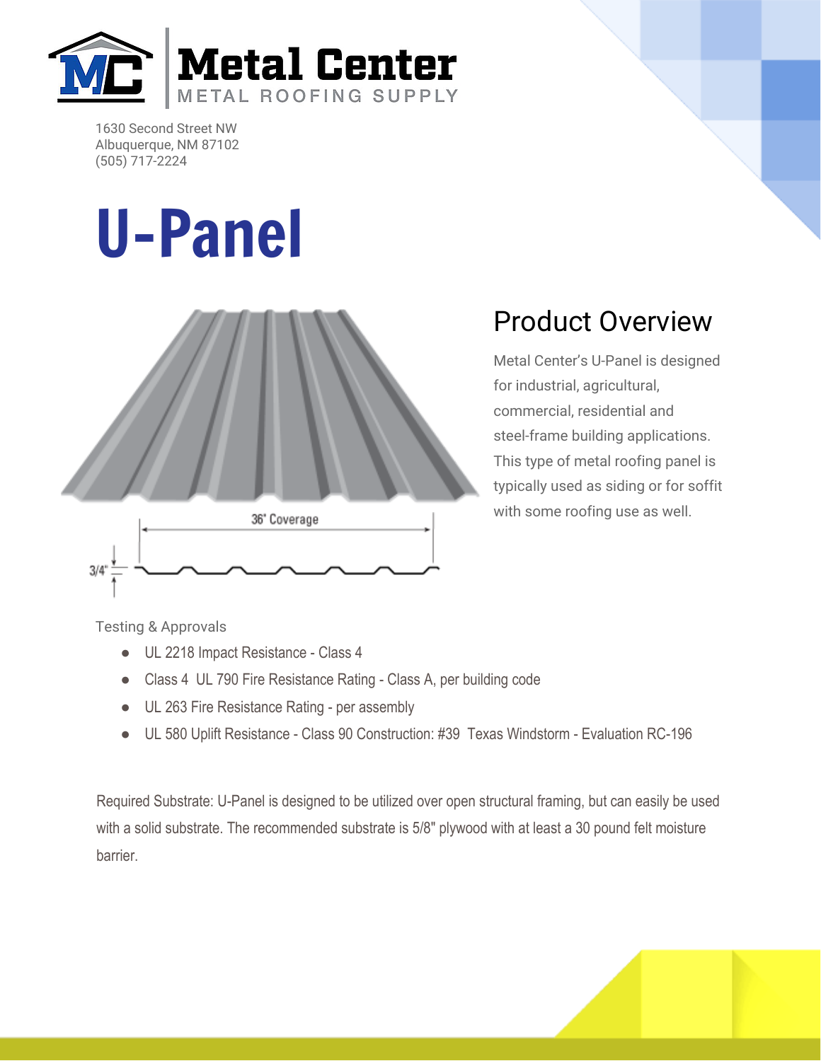Metal Center
METAL ROOFING SUPPLY

1630 Second Street NW
Albuquerque, NM 87102
(505) 717-2224

# U-Panel

36" Coverage

3/4"

## Product Overview

Metal Center's U-Panel is designed for industrial, agricultural, commercial, residential and steel-frame building applications. This type of metal roofing panel is typically used as siding or for soffit with some roofing use as well.

Testing & Approvals

- UL 2218 Impact Resistance - Class 4
- Class 4 UL 790 Fire Resistance Rating - Class A, per building code
- UL 263 Fire Resistance Rating - per assembly
- UL 580 Uplift Resistance - Class 90 Construction: #39 Texas Windstorm - Evaluation RC-196

Required Substrate: U-Panel is designed to be utilized over open structural framing, but can easily be used with a solid substrate. The recommended substrate is 5/8" plywood with at least a 30 pound felt moisture barrier.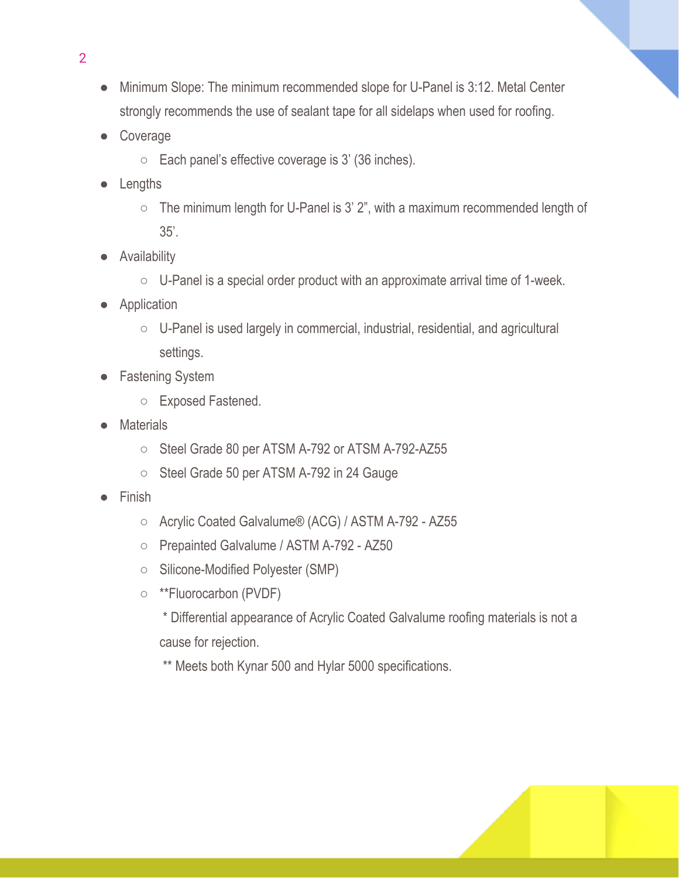- Minimum Slope: The minimum recommended slope for U-Panel is 3:12. Metal Center strongly recommends the use of sealant tape for all sidelaps when used for roofing.
- Coverage
  - Each panel's effective coverage is 3' (36 inches).
- Lengths
  - The minimum length for U-Panel is 3' 2", with a maximum recommended length of 35'.
- Availability
  - U-Panel is a special order product with an approximate arrival time of 1-week.
- Application
  - U-Panel is used largely in commercial, industrial, residential, and agricultural settings.
- Fastening System
  - Exposed Fastened.
- Materials
  - Steel Grade 80 per ATSM A-792 or ATSM A-792-AZ55
  - Steel Grade 50 per ATSM A-792 in 24 Gauge
- Finish
  - Acrylic Coated Galvalume® (ACG) / ASTM A-792 - AZ55
  - Prepainted Galvalume / ASTM A-792 - AZ50
  - Silicone-Modified Polyester (SMP)
  - **Fluorocarbon (PVDF)

    * Differential appearance of Acrylic Coated Galvalume roofing materials is not a cause for rejection.

    ** Meets both Kynar 500 and Hylar 5000 specifications.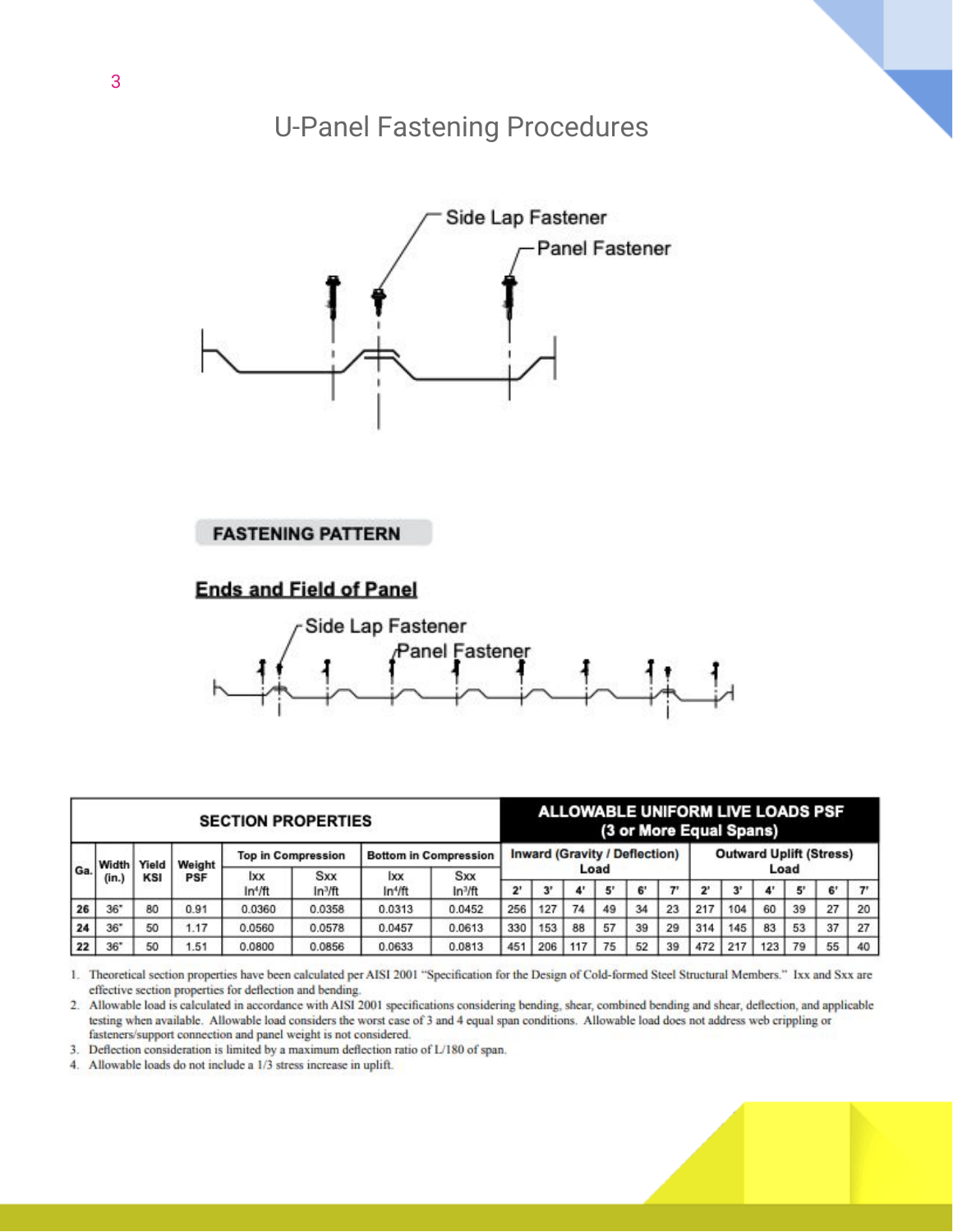# U-Panel Fastening Procedures

Side Lap Fastener

Panel Fastener

FASTENING PATTERN

**Ends and Field of Panel**

Side Lap Fastener

Panel Fastener

| SECTION PROPERTIES | | | | | | | | ALLOWABLE UNIFORM LIVE LOADS PSF (3 or More Equal Spans) | | | | | | | | | | | |
|---|---|---|---|---|---|---|---|---|---|---|---|---|---|---|---|---|---|---|---|
| Ga. | Width (in.) | Yield KSI | Weight PSF | Top in Compression | | Bottom in Compression | | Inward (Gravity / Deflection) Load | | | | | | Outward Uplift (Stress) Load | | | | | |
| | | | | Ixx In⁴/ft | Sxx In³/ft | Ixx In⁴/ft | Sxx In³/ft | 2' | 3' | 4' | 5' | 6' | 7' | 2' | 3' | 4' | 5' | 6' | 7' |
| 26 | 36" | 80 | 0.91 | 0.0360 | 0.0358 | 0.0313 | 0.0452 | 256 | 127 | 74 | 49 | 34 | 23 | 217 | 104 | 60 | 39 | 27 | 20 |
| 24 | 36" | 50 | 1.17 | 0.0560 | 0.0578 | 0.0457 | 0.0613 | 330 | 153 | 88 | 57 | 39 | 29 | 314 | 145 | 83 | 53 | 37 | 27 |
| 22 | 36" | 50 | 1.51 | 0.0800 | 0.0856 | 0.0633 | 0.0813 | 451 | 206 | 117 | 75 | 52 | 39 | 472 | 217 | 123 | 79 | 55 | 40 |

1. Theoretical section properties have been calculated per AISI 2001 "Specification for the Design of Cold-formed Steel Structural Members." Ixx and Sxx are effective section properties for deflection and bending.
2. Allowable load is calculated in accordance with AISI 2001 specifications considering bending, shear, combined bending and shear, deflection, and applicable testing when available. Allowable load considers the worst case of 3 and 4 equal span conditions. Allowable load does not address web crippling or fasteners/support connection and panel weight is not considered.
3. Deflection consideration is limited by a maximum deflection ratio of L/180 of span.
4. Allowable loads do not include a 1/3 stress increase in uplift.